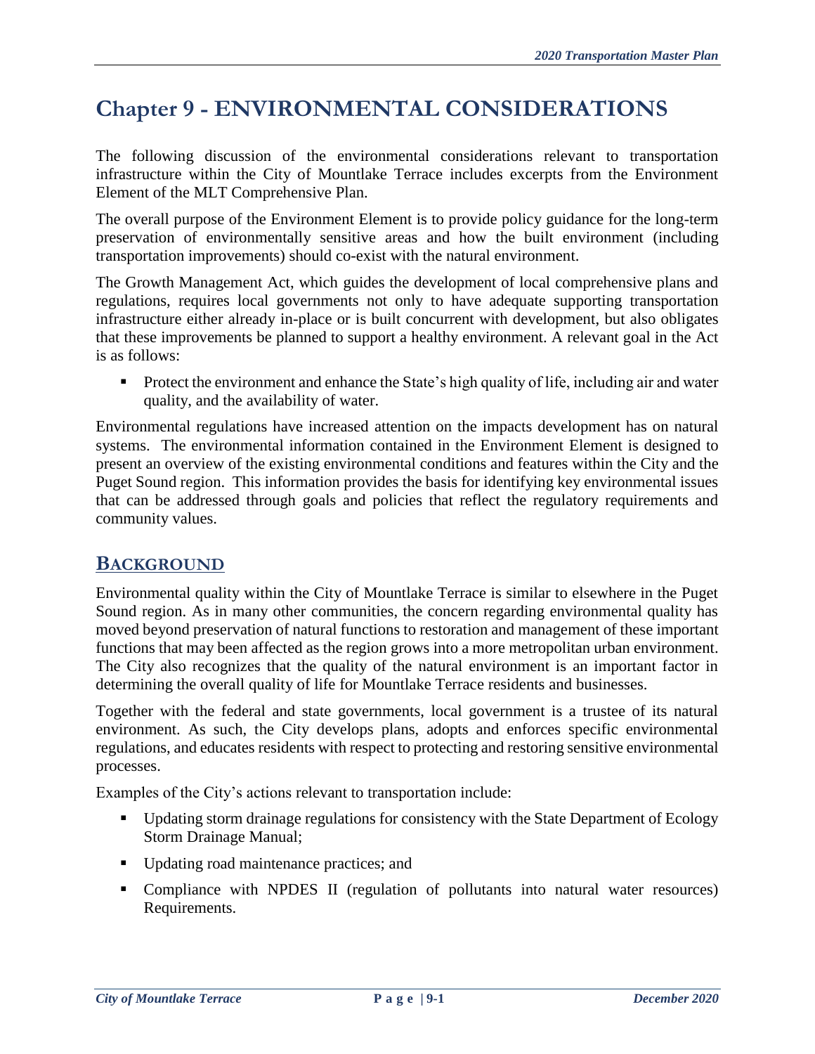# Chapter 9 - ENVIRONMENTAL CONSIDERATIONS

The following discussion of the environmental considerations relevant to transportation infrastructure within the City of Mountlake Terrace includes excerpts from the Environment Element of the MLT Comprehensive Plan.

The overall purpose of the Environment Element is to provide policy guidance for the long-term preservation of environmentally sensitive areas and how the built environment (including transportation improvements) should co-exist with the natural environment.

The Growth Management Act, which guides the development of local comprehensive plans and regulations, requires local governments not only to have adequate supporting transportation infrastructure either already in-place or is built concurrent with development, but also obligates that these improvements be planned to support a healthy environment. A relevant goal in the Act is as follows:

- Protect the environment and enhance the State's high quality of life, including air and water quality, and the availability of water.

Environmental regulations have increased attention on the impacts development has on natural systems. The environmental information contained in the Environment Element is designed to present an overview of the existing environmental conditions and features within the City and the Puget Sound region. This information provides the basis for identifying key environmental issues that can be addressed through goals and policies that reflect the regulatory requirements and community values.

## BACKGROUND

Environmental quality within the City of Mountlake Terrace is similar to elsewhere in the Puget Sound region. As in many other communities, the concern regarding environmental quality has moved beyond preservation of natural functions to restoration and management of these important functions that may been affected as the region grows into a more metropolitan urban environment. The City also recognizes that the quality of the natural environment is an important factor in determining the overall quality of life for Mountlake Terrace residents and businesses.

Together with the federal and state governments, local government is a trustee of its natural environment. As such, the City develops plans, adopts and enforces specific environmental regulations, and educates residents with respect to protecting and restoring sensitive environmental processes.

Examples of the City's actions relevant to transportation include:

- Updating storm drainage regulations for consistency with the State Department of Ecology Storm Drainage Manual;
- Updating road maintenance practices; and
- Compliance with NPDES II (regulation of pollutants into natural water resources) Requirements.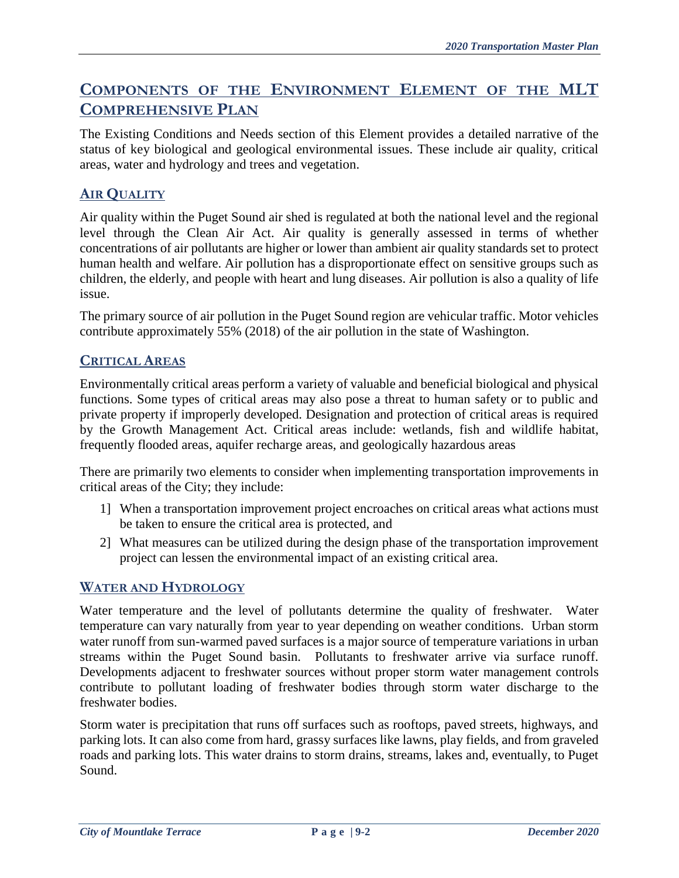## Components of the Environment Element of the MLT Comprehensive Plan

The Existing Conditions and Needs section of this Element provides a detailed narrative of the status of key biological and geological environmental issues. These include air quality, critical areas, water and hydrology and trees and vegetation.

### Air Quality

Air quality within the Puget Sound air shed is regulated at both the national level and the regional level through the Clean Air Act. Air quality is generally assessed in terms of whether concentrations of air pollutants are higher or lower than ambient air quality standards set to protect human health and welfare. Air pollution has a disproportionate effect on sensitive groups such as children, the elderly, and people with heart and lung diseases. Air pollution is also a quality of life issue.

The primary source of air pollution in the Puget Sound region are vehicular traffic. Motor vehicles contribute approximately 55% (2018) of the air pollution in the state of Washington.

### Critical Areas

Environmentally critical areas perform a variety of valuable and beneficial biological and physical functions. Some types of critical areas may also pose a threat to human safety or to public and private property if improperly developed. Designation and protection of critical areas is required by the Growth Management Act. Critical areas include: wetlands, fish and wildlife habitat, frequently flooded areas, aquifer recharge areas, and geologically hazardous areas

There are primarily two elements to consider when implementing transportation improvements in critical areas of the City; they include:

1] When a transportation improvement project encroaches on critical areas what actions must be taken to ensure the critical area is protected, and

2] What measures can be utilized during the design phase of the transportation improvement project can lessen the environmental impact of an existing critical area.

### Water and Hydrology

Water temperature and the level of pollutants determine the quality of freshwater. Water temperature can vary naturally from year to year depending on weather conditions. Urban storm water runoff from sun-warmed paved surfaces is a major source of temperature variations in urban streams within the Puget Sound basin. Pollutants to freshwater arrive via surface runoff. Developments adjacent to freshwater sources without proper storm water management controls contribute to pollutant loading of freshwater bodies through storm water discharge to the freshwater bodies.

Storm water is precipitation that runs off surfaces such as rooftops, paved streets, highways, and parking lots. It can also come from hard, grassy surfaces like lawns, play fields, and from graveled roads and parking lots. This water drains to storm drains, streams, lakes and, eventually, to Puget Sound.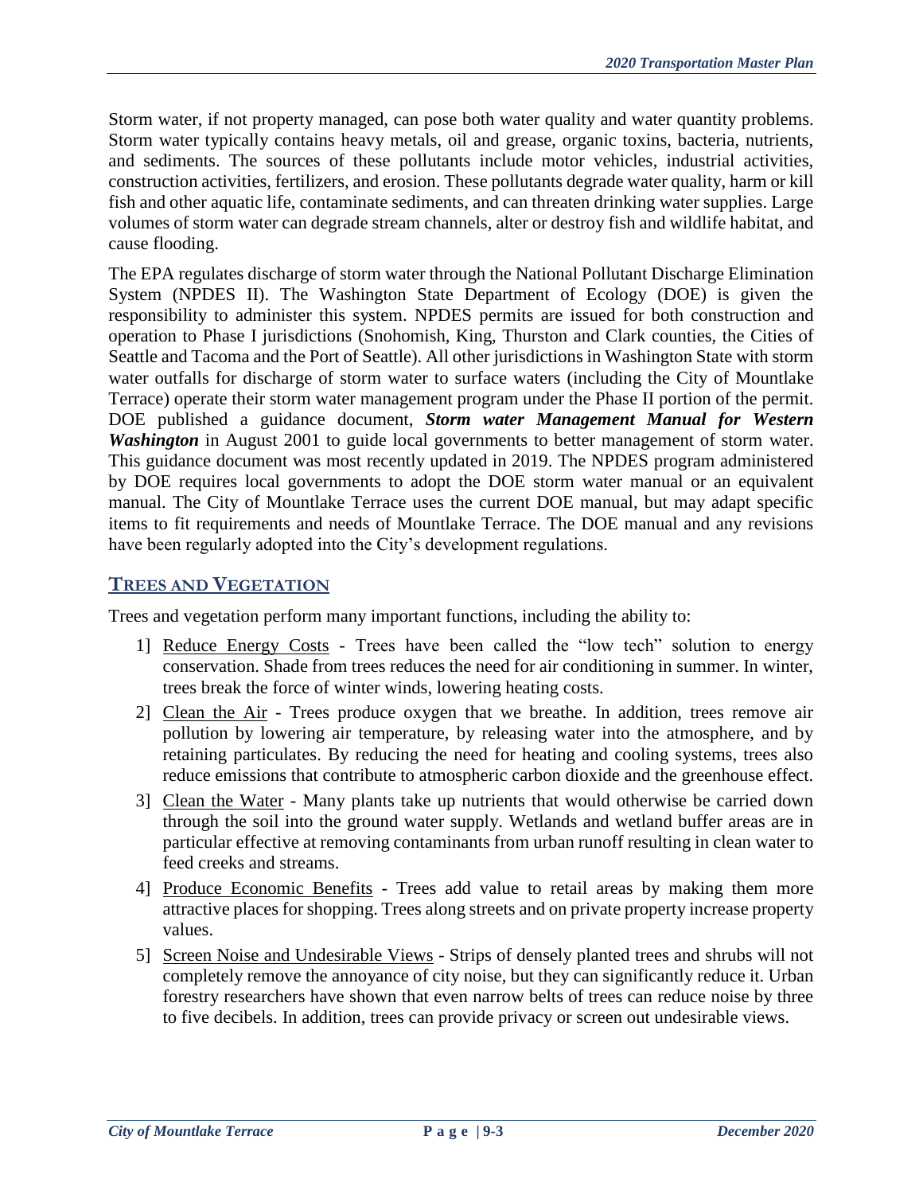Storm water, if not property managed, can pose both water quality and water quantity problems. Storm water typically contains heavy metals, oil and grease, organic toxins, bacteria, nutrients, and sediments. The sources of these pollutants include motor vehicles, industrial activities, construction activities, fertilizers, and erosion. These pollutants degrade water quality, harm or kill fish and other aquatic life, contaminate sediments, and can threaten drinking water supplies. Large volumes of storm water can degrade stream channels, alter or destroy fish and wildlife habitat, and cause flooding.

The EPA regulates discharge of storm water through the National Pollutant Discharge Elimination System (NPDES II). The Washington State Department of Ecology (DOE) is given the responsibility to administer this system. NPDES permits are issued for both construction and operation to Phase I jurisdictions (Snohomish, King, Thurston and Clark counties, the Cities of Seattle and Tacoma and the Port of Seattle). All other jurisdictions in Washington State with storm water outfalls for discharge of storm water to surface waters (including the City of Mountlake Terrace) operate their storm water management program under the Phase II portion of the permit. DOE published a guidance document, ***Storm water Management Manual for Western Washington*** in August 2001 to guide local governments to better management of storm water. This guidance document was most recently updated in 2019. The NPDES program administered by DOE requires local governments to adopt the DOE storm water manual or an equivalent manual. The City of Mountlake Terrace uses the current DOE manual, but may adapt specific items to fit requirements and needs of Mountlake Terrace. The DOE manual and any revisions have been regularly adopted into the City's development regulations.

## TREES AND VEGETATION

Trees and vegetation perform many important functions, including the ability to:

1] Reduce Energy Costs - Trees have been called the "low tech" solution to energy conservation. Shade from trees reduces the need for air conditioning in summer. In winter, trees break the force of winter winds, lowering heating costs.

2] Clean the Air - Trees produce oxygen that we breathe. In addition, trees remove air pollution by lowering air temperature, by releasing water into the atmosphere, and by retaining particulates. By reducing the need for heating and cooling systems, trees also reduce emissions that contribute to atmospheric carbon dioxide and the greenhouse effect.

3] Clean the Water - Many plants take up nutrients that would otherwise be carried down through the soil into the ground water supply. Wetlands and wetland buffer areas are in particular effective at removing contaminants from urban runoff resulting in clean water to feed creeks and streams.

4] Produce Economic Benefits - Trees add value to retail areas by making them more attractive places for shopping. Trees along streets and on private property increase property values.

5] Screen Noise and Undesirable Views - Strips of densely planted trees and shrubs will not completely remove the annoyance of city noise, but they can significantly reduce it. Urban forestry researchers have shown that even narrow belts of trees can reduce noise by three to five decibels. In addition, trees can provide privacy or screen out undesirable views.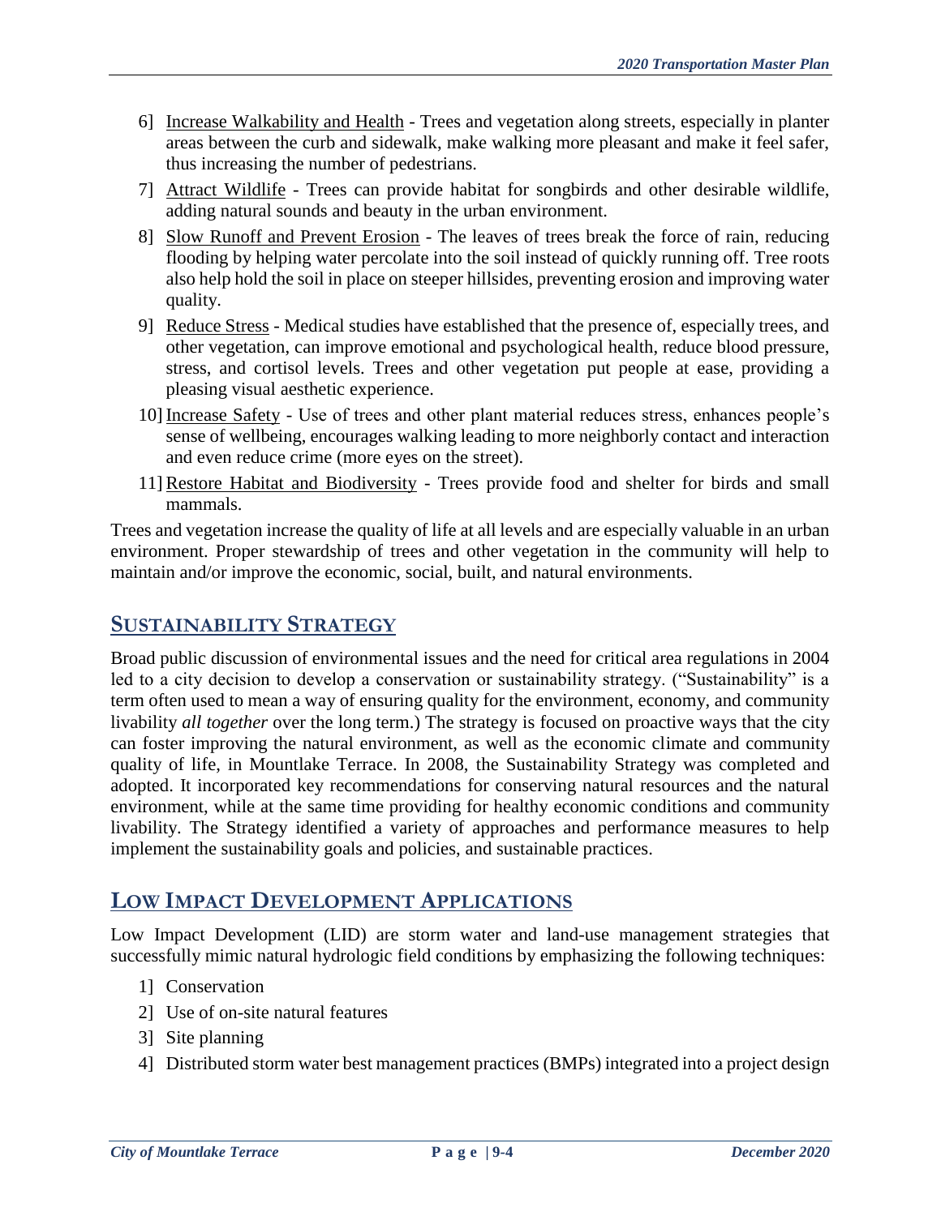6] Increase Walkability and Health - Trees and vegetation along streets, especially in planter areas between the curb and sidewalk, make walking more pleasant and make it feel safer, thus increasing the number of pedestrians.

7] Attract Wildlife - Trees can provide habitat for songbirds and other desirable wildlife, adding natural sounds and beauty in the urban environment.

8] Slow Runoff and Prevent Erosion - The leaves of trees break the force of rain, reducing flooding by helping water percolate into the soil instead of quickly running off. Tree roots also help hold the soil in place on steeper hillsides, preventing erosion and improving water quality.

9] Reduce Stress - Medical studies have established that the presence of, especially trees, and other vegetation, can improve emotional and psychological health, reduce blood pressure, stress, and cortisol levels. Trees and other vegetation put people at ease, providing a pleasing visual aesthetic experience.

10] Increase Safety - Use of trees and other plant material reduces stress, enhances people's sense of wellbeing, encourages walking leading to more neighborly contact and interaction and even reduce crime (more eyes on the street).

11] Restore Habitat and Biodiversity - Trees provide food and shelter for birds and small mammals.

Trees and vegetation increase the quality of life at all levels and are especially valuable in an urban environment. Proper stewardship of trees and other vegetation in the community will help to maintain and/or improve the economic, social, built, and natural environments.

## SUSTAINABILITY STRATEGY

Broad public discussion of environmental issues and the need for critical area regulations in 2004 led to a city decision to develop a conservation or sustainability strategy. ("Sustainability" is a term often used to mean a way of ensuring quality for the environment, economy, and community livability *all together* over the long term.) The strategy is focused on proactive ways that the city can foster improving the natural environment, as well as the economic climate and community quality of life, in Mountlake Terrace. In 2008, the Sustainability Strategy was completed and adopted. It incorporated key recommendations for conserving natural resources and the natural environment, while at the same time providing for healthy economic conditions and community livability. The Strategy identified a variety of approaches and performance measures to help implement the sustainability goals and policies, and sustainable practices.

## LOW IMPACT DEVELOPMENT APPLICATIONS

Low Impact Development (LID) are storm water and land-use management strategies that successfully mimic natural hydrologic field conditions by emphasizing the following techniques:

1] Conservation

2] Use of on-site natural features

3] Site planning

4] Distributed storm water best management practices (BMPs) integrated into a project design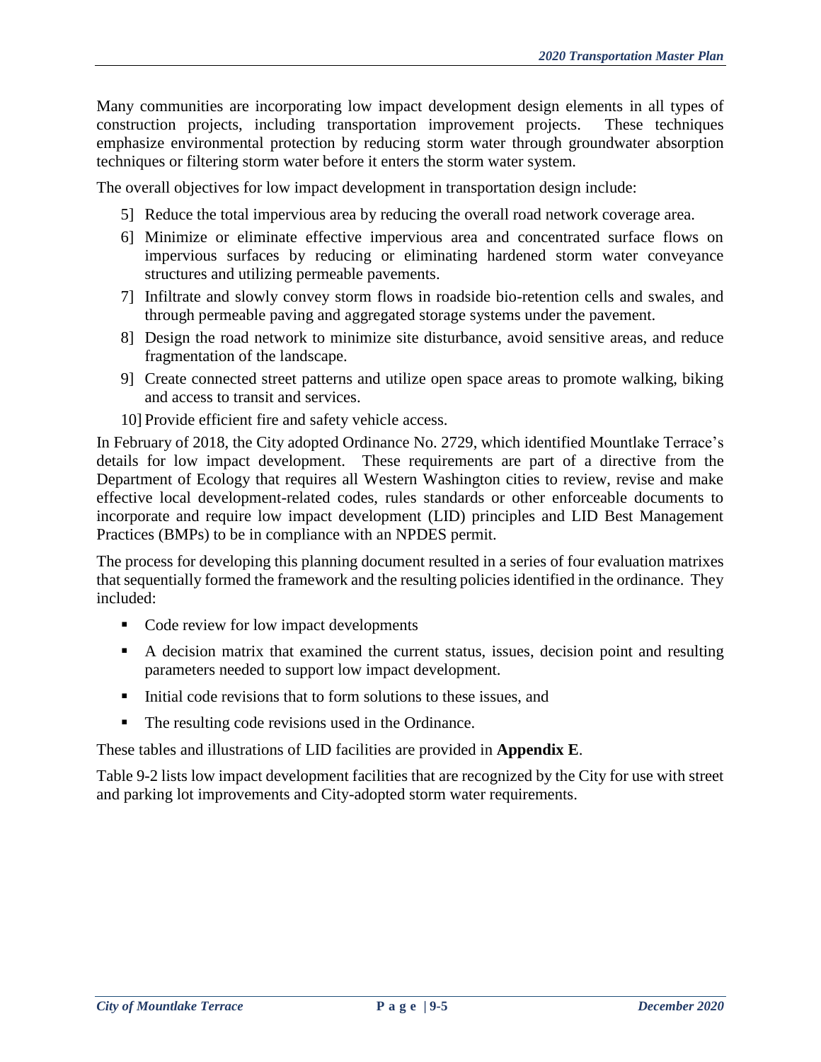Many communities are incorporating low impact development design elements in all types of construction projects, including transportation improvement projects. These techniques emphasize environmental protection by reducing storm water through groundwater absorption techniques or filtering storm water before it enters the storm water system.

The overall objectives for low impact development in transportation design include:

5] Reduce the total impervious area by reducing the overall road network coverage area.

6] Minimize or eliminate effective impervious area and concentrated surface flows on impervious surfaces by reducing or eliminating hardened storm water conveyance structures and utilizing permeable pavements.

7] Infiltrate and slowly convey storm flows in roadside bio-retention cells and swales, and through permeable paving and aggregated storage systems under the pavement.

8] Design the road network to minimize site disturbance, avoid sensitive areas, and reduce fragmentation of the landscape.

9] Create connected street patterns and utilize open space areas to promote walking, biking and access to transit and services.

10] Provide efficient fire and safety vehicle access.

In February of 2018, the City adopted Ordinance No. 2729, which identified Mountlake Terrace's details for low impact development. These requirements are part of a directive from the Department of Ecology that requires all Western Washington cities to review, revise and make effective local development-related codes, rules standards or other enforceable documents to incorporate and require low impact development (LID) principles and LID Best Management Practices (BMPs) to be in compliance with an NPDES permit.

The process for developing this planning document resulted in a series of four evaluation matrixes that sequentially formed the framework and the resulting policies identified in the ordinance. They included:

- Code review for low impact developments
- A decision matrix that examined the current status, issues, decision point and resulting parameters needed to support low impact development.
- Initial code revisions that to form solutions to these issues, and
- The resulting code revisions used in the Ordinance.

These tables and illustrations of LID facilities are provided in **Appendix E**.

Table 9-2 lists low impact development facilities that are recognized by the City for use with street and parking lot improvements and City-adopted storm water requirements.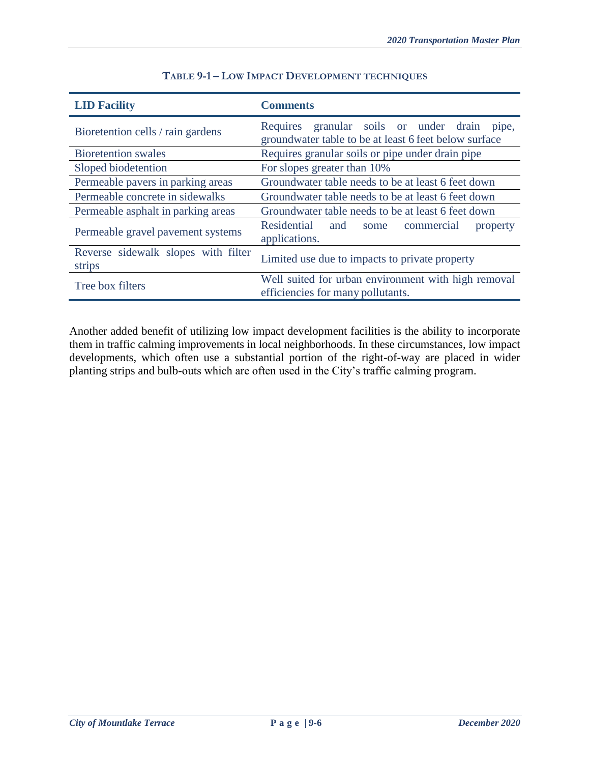**Table 9-1 – Low Impact Development techniques**

| LID Facility | Comments |
|---|---|
| Bioretention cells / rain gardens | Requires granular soils or under drain pipe, groundwater table to be at least 6 feet below surface |
| Bioretention swales | Requires granular soils or pipe under drain pipe |
| Sloped biodetention | For slopes greater than 10% |
| Permeable pavers in parking areas | Groundwater table needs to be at least 6 feet down |
| Permeable concrete in sidewalks | Groundwater table needs to be at least 6 feet down |
| Permeable asphalt in parking areas | Groundwater table needs to be at least 6 feet down |
| Permeable gravel pavement systems | Residential and some commercial property applications. |
| Reverse sidewalk slopes with filter strips | Limited use due to impacts to private property |
| Tree box filters | Well suited for urban environment with high removal efficiencies for many pollutants. |

Another added benefit of utilizing low impact development facilities is the ability to incorporate them in traffic calming improvements in local neighborhoods. In these circumstances, low impact developments, which often use a substantial portion of the right-of-way are placed in wider planting strips and bulb-outs which are often used in the City's traffic calming program.